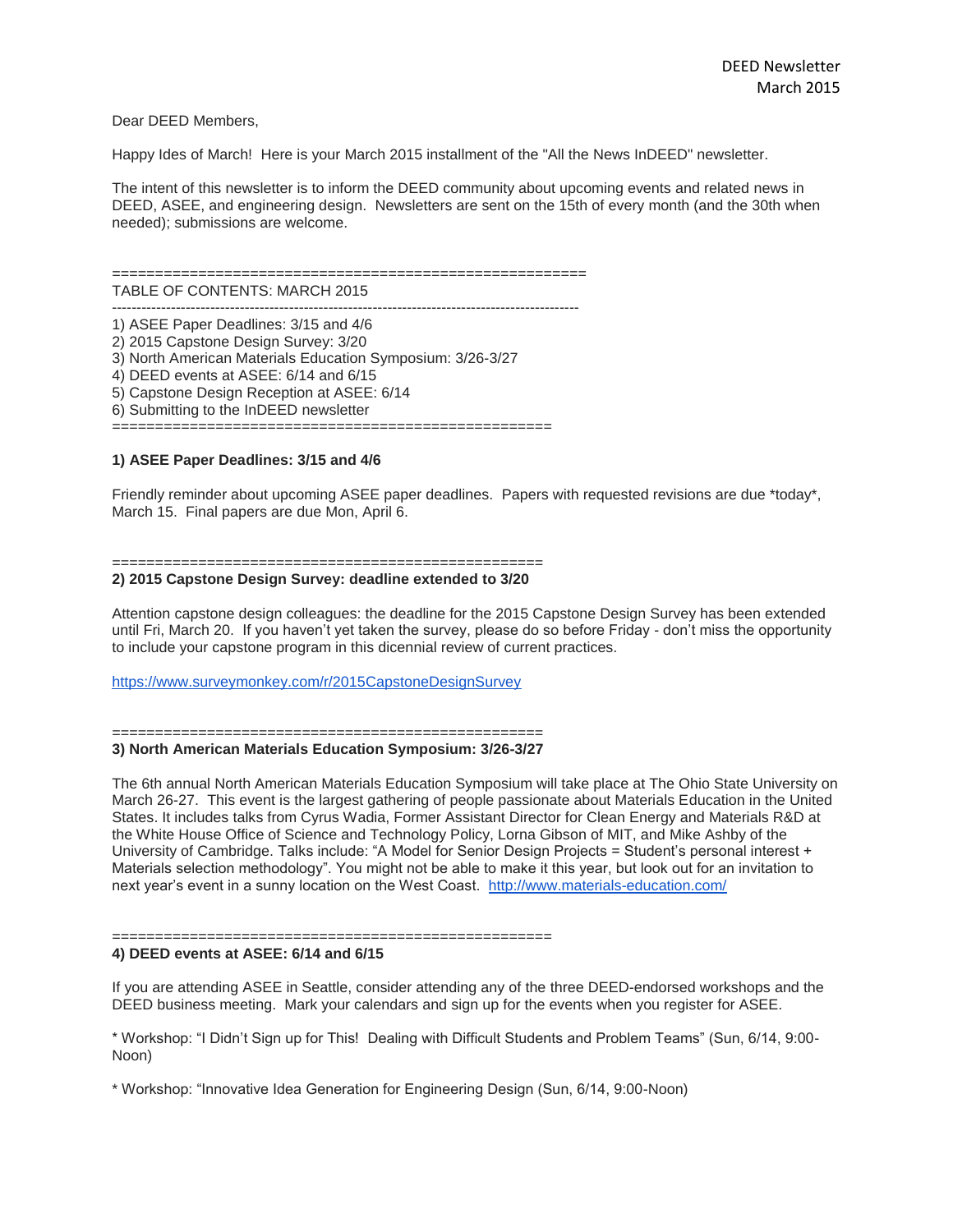DEED Newsletter
March 2015

Dear DEED Members,

Happy Ides of March! Here is your March 2015 installment of the "All the News InDEED" newsletter.

The intent of this newsletter is to inform the DEED community about upcoming events and related news in DEED, ASEE, and engineering design. Newsletters are sent on the 15th of every month (and the 30th when needed); submissions are welcome.

=======================================================

TABLE OF CONTENTS: MARCH 2015

-----------------------------------------------------------------------------------------------

1) ASEE Paper Deadlines: 3/15 and 4/6
2) 2015 Capstone Design Survey: 3/20
3) North American Materials Education Symposium: 3/26-3/27
4) DEED events at ASEE: 6/14 and 6/15
5) Capstone Design Reception at ASEE: 6/14
6) Submitting to the InDEED newsletter

===================================================

**1) ASEE Paper Deadlines: 3/15 and 4/6**

Friendly reminder about upcoming ASEE paper deadlines. Papers with requested revisions are due *today*, March 15. Final papers are due Mon, April 6.

==================================================

**2) 2015 Capstone Design Survey: deadline extended to 3/20**

Attention capstone design colleagues: the deadline for the 2015 Capstone Design Survey has been extended until Fri, March 20. If you haven't yet taken the survey, please do so before Friday - don't miss the opportunity to include your capstone program in this dicennial review of current practices.

https://www.surveymonkey.com/r/2015CapstoneDesignSurvey

==================================================

**3) North American Materials Education Symposium: 3/26-3/27**

The 6th annual North American Materials Education Symposium will take place at The Ohio State University on March 26-27. This event is the largest gathering of people passionate about Materials Education in the United States. It includes talks from Cyrus Wadia, Former Assistant Director for Clean Energy and Materials R&D at the White House Office of Science and Technology Policy, Lorna Gibson of MIT, and Mike Ashby of the University of Cambridge. Talks include: "A Model for Senior Design Projects = Student's personal interest + Materials selection methodology". You might not be able to make it this year, but look out for an invitation to next year's event in a sunny location on the West Coast. http://www.materials-education.com/

===================================================

**4) DEED events at ASEE: 6/14 and 6/15**

If you are attending ASEE in Seattle, consider attending any of the three DEED-endorsed workshops and the DEED business meeting. Mark your calendars and sign up for the events when you register for ASEE.

* Workshop: "I Didn't Sign up for This! Dealing with Difficult Students and Problem Teams" (Sun, 6/14, 9:00-Noon)

* Workshop: "Innovative Idea Generation for Engineering Design (Sun, 6/14, 9:00-Noon)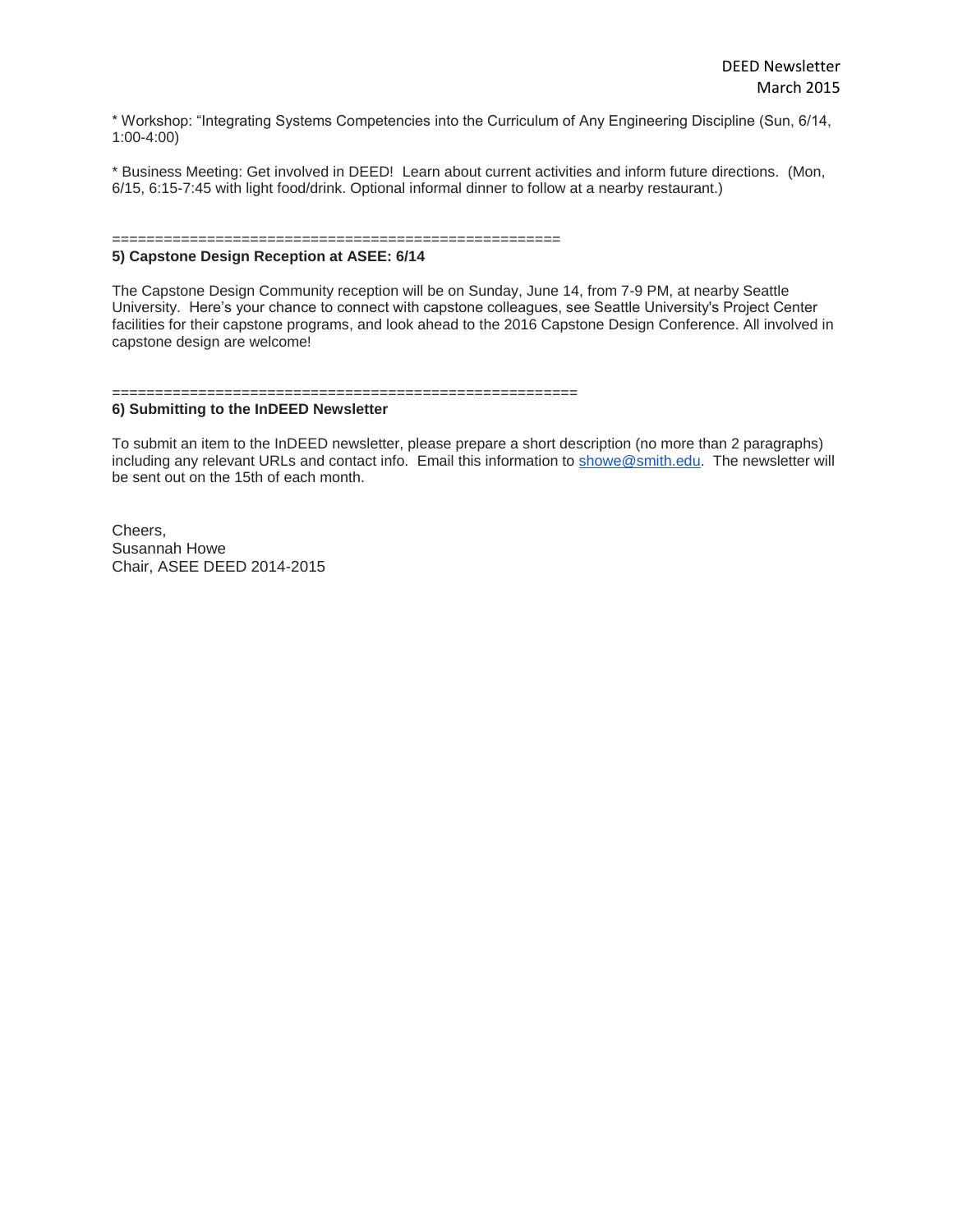* Workshop: “Integrating Systems Competencies into the Curriculum of Any Engineering Discipline (Sun, 6/14, 1:00-4:00)

* Business Meeting: Get involved in DEED! Learn about current activities and inform future directions. (Mon, 6/15, 6:15-7:45 with light food/drink. Optional informal dinner to follow at a nearby restaurant.)

====================================================

**5) Capstone Design Reception at ASEE: 6/14**

The Capstone Design Community reception will be on Sunday, June 14, from 7-9 PM, at nearby Seattle University. Here’s your chance to connect with capstone colleagues, see Seattle University's Project Center facilities for their capstone programs, and look ahead to the 2016 Capstone Design Conference. All involved in capstone design are welcome!

====================================================

**6) Submitting to the InDEED Newsletter**

To submit an item to the InDEED newsletter, please prepare a short description (no more than 2 paragraphs) including any relevant URLs and contact info. Email this information to [showe@smith.edu](mailto:showe@smith.edu). The newsletter will be sent out on the 15th of each month.

Cheers,
Susannah Howe
Chair, ASEE DEED 2014-2015